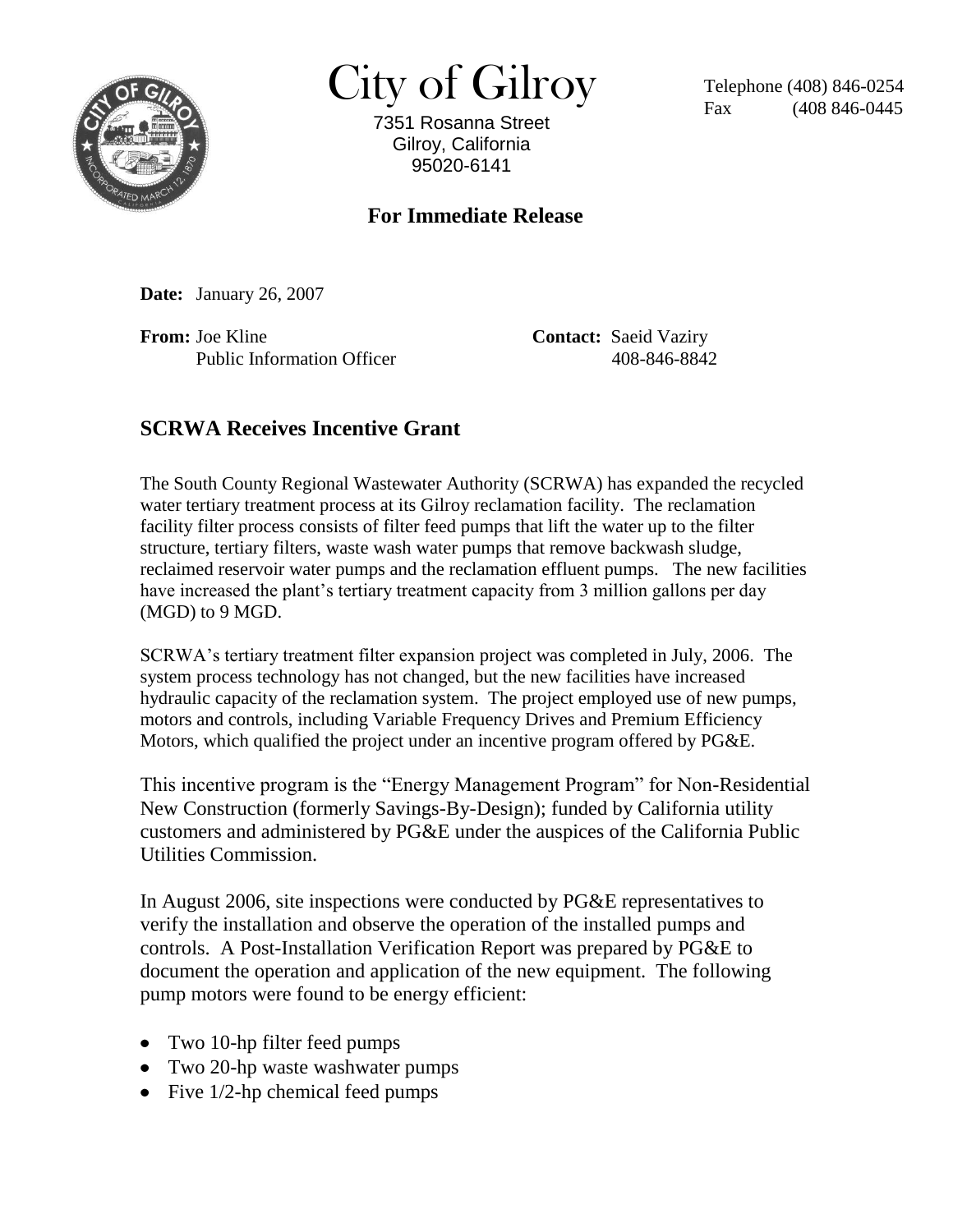# City of Gilroy

7351 Rosanna Street
Gilroy, California
95020-6141

Telephone (408) 846-0254
Fax (408 846-0445

**For Immediate Release**

**Date:** January 26, 2007

**From:** Joe Kline
Public Information Officer

**Contact:** Saeid Vaziry
408-846-8842

## SCRWA Receives Incentive Grant

The South County Regional Wastewater Authority (SCRWA) has expanded the recycled water tertiary treatment process at its Gilroy reclamation facility. The reclamation facility filter process consists of filter feed pumps that lift the water up to the filter structure, tertiary filters, waste wash water pumps that remove backwash sludge, reclaimed reservoir water pumps and the reclamation effluent pumps. The new facilities have increased the plant's tertiary treatment capacity from 3 million gallons per day (MGD) to 9 MGD.

SCRWA's tertiary treatment filter expansion project was completed in July, 2006. The system process technology has not changed, but the new facilities have increased hydraulic capacity of the reclamation system. The project employed use of new pumps, motors and controls, including Variable Frequency Drives and Premium Efficiency Motors, which qualified the project under an incentive program offered by PG&E.

This incentive program is the "Energy Management Program" for Non-Residential New Construction (formerly Savings-By-Design); funded by California utility customers and administered by PG&E under the auspices of the California Public Utilities Commission.

In August 2006, site inspections were conducted by PG&E representatives to verify the installation and observe the operation of the installed pumps and controls. A Post-Installation Verification Report was prepared by PG&E to document the operation and application of the new equipment. The following pump motors were found to be energy efficient:

- Two 10-hp filter feed pumps
- Two 20-hp waste washwater pumps
- Five 1/2-hp chemical feed pumps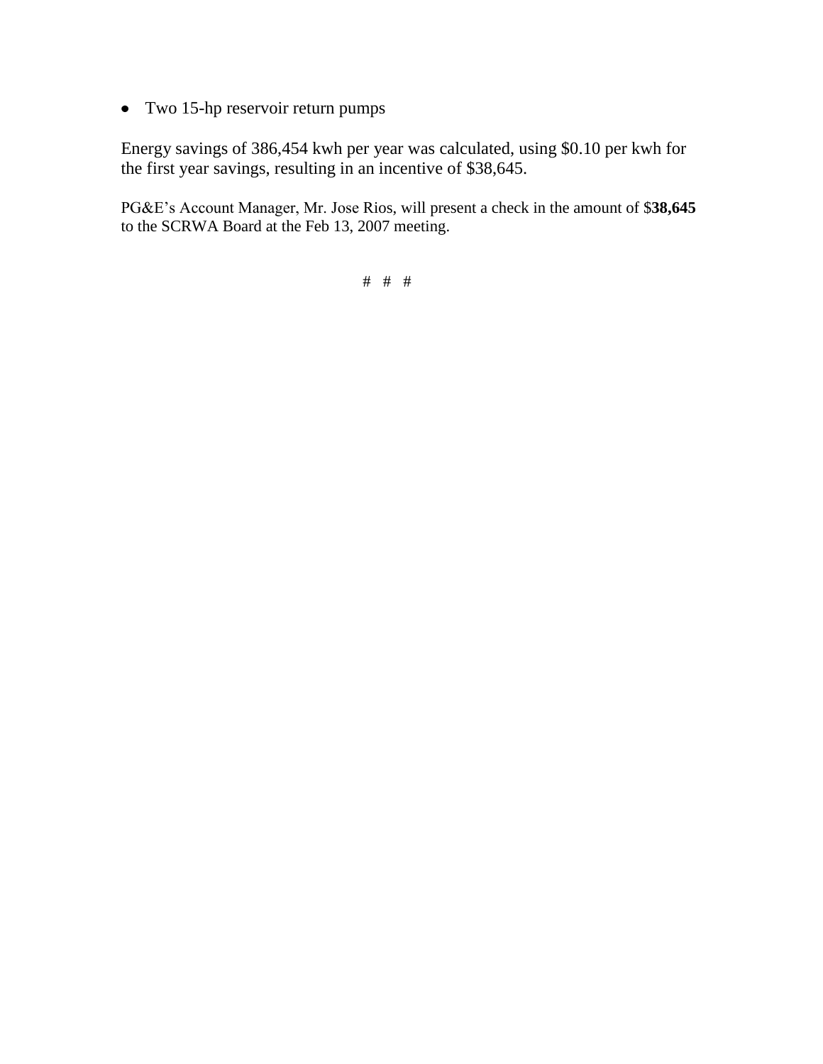- Two 15-hp reservoir return pumps

Energy savings of 386,454 kwh per year was calculated, using $0.10 per kwh for the first year savings, resulting in an incentive of $38,645.

PG&E's Account Manager, Mr. Jose Rios, will present a check in the amount of $**38,645** to the SCRWA Board at the Feb 13, 2007 meeting.

# # #